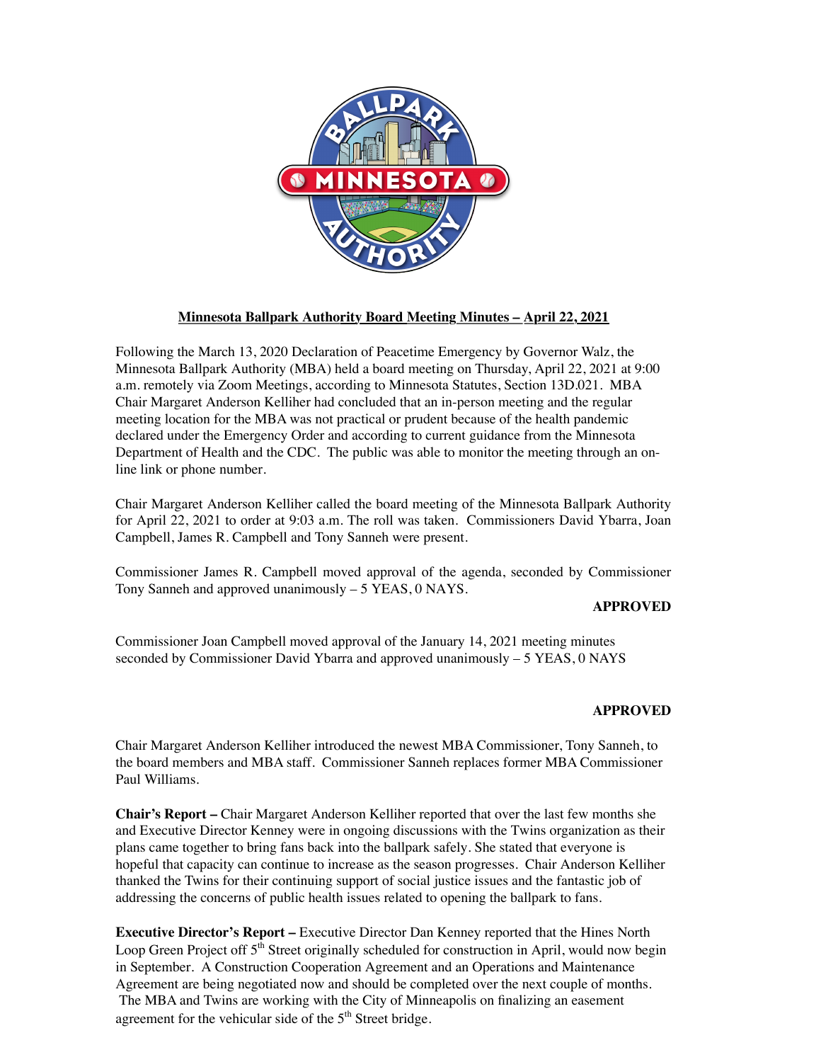**Minnesota Ballpark Authority Board Meeting Minutes – April 22, 2021**

Following the March 13, 2020 Declaration of Peacetime Emergency by Governor Walz, the Minnesota Ballpark Authority (MBA) held a board meeting on Thursday, April 22, 2021 at 9:00 a.m. remotely via Zoom Meetings, according to Minnesota Statutes, Section 13D.021. MBA Chair Margaret Anderson Kelliher had concluded that an in-person meeting and the regular meeting location for the MBA was not practical or prudent because of the health pandemic declared under the Emergency Order and according to current guidance from the Minnesota Department of Health and the CDC. The public was able to monitor the meeting through an on-line link or phone number.

Chair Margaret Anderson Kelliher called the board meeting of the Minnesota Ballpark Authority for April 22, 2021 to order at 9:03 a.m. The roll was taken. Commissioners David Ybarra, Joan Campbell, James R. Campbell and Tony Sanneh were present.

Commissioner James R. Campbell moved approval of the agenda, seconded by Commissioner Tony Sanneh and approved unanimously – 5 YEAS, 0 NAYS.

**APPROVED**

Commissioner Joan Campbell moved approval of the January 14, 2021 meeting minutes seconded by Commissioner David Ybarra and approved unanimously – 5 YEAS, 0 NAYS

**APPROVED**

Chair Margaret Anderson Kelliher introduced the newest MBA Commissioner, Tony Sanneh, to the board members and MBA staff. Commissioner Sanneh replaces former MBA Commissioner Paul Williams.

**Chair's Report –** Chair Margaret Anderson Kelliher reported that over the last few months she and Executive Director Kenney were in ongoing discussions with the Twins organization as their plans came together to bring fans back into the ballpark safely. She stated that everyone is hopeful that capacity can continue to increase as the season progresses. Chair Anderson Kelliher thanked the Twins for their continuing support of social justice issues and the fantastic job of addressing the concerns of public health issues related to opening the ballpark to fans.

**Executive Director's Report –** Executive Director Dan Kenney reported that the Hines North Loop Green Project off 5th Street originally scheduled for construction in April, would now begin in September. A Construction Cooperation Agreement and an Operations and Maintenance Agreement are being negotiated now and should be completed over the next couple of months. The MBA and Twins are working with the City of Minneapolis on finalizing an easement agreement for the vehicular side of the 5th Street bridge.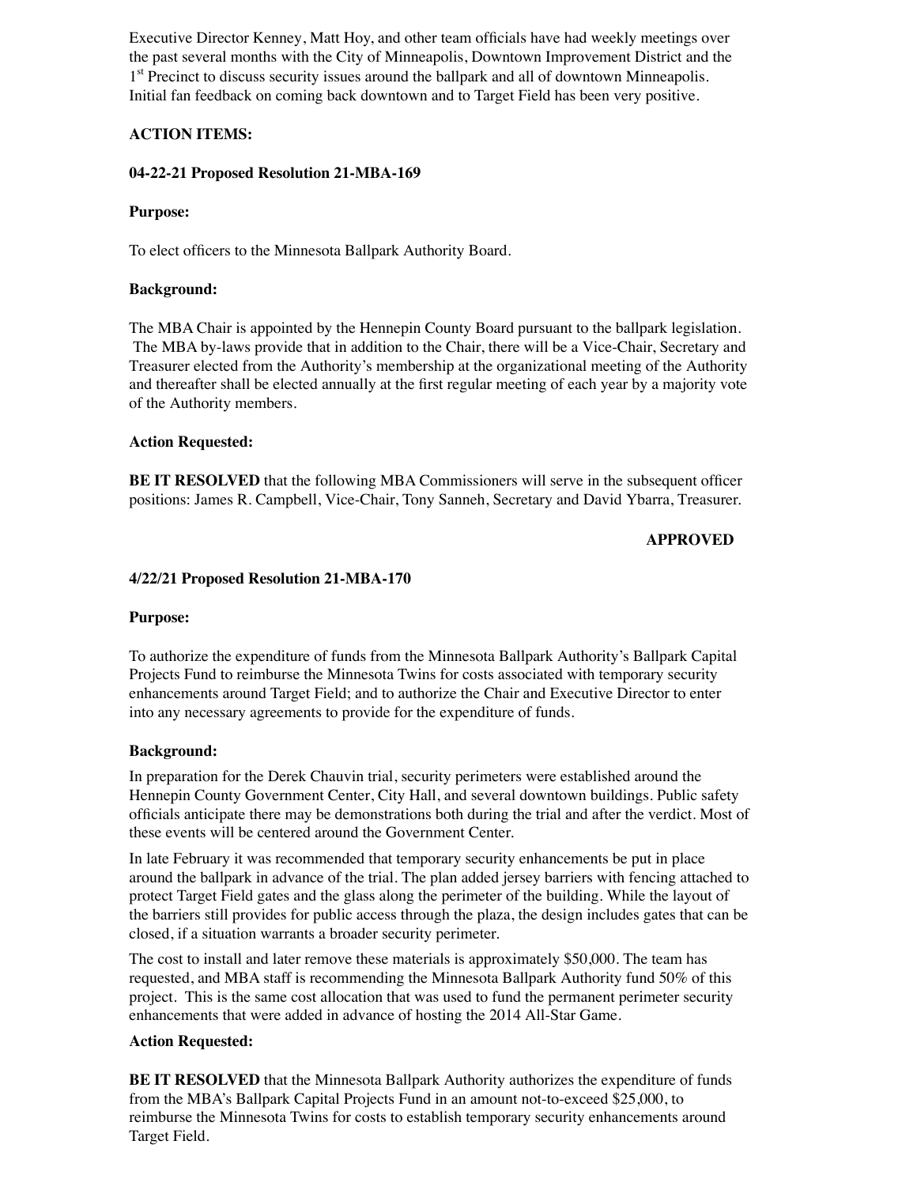Executive Director Kenney, Matt Hoy, and other team officials have had weekly meetings over the past several months with the City of Minneapolis, Downtown Improvement District and the 1st Precinct to discuss security issues around the ballpark and all of downtown Minneapolis. Initial fan feedback on coming back downtown and to Target Field has been very positive.

**ACTION ITEMS:**

**04-22-21 Proposed Resolution 21-MBA-169**

**Purpose:**

To elect officers to the Minnesota Ballpark Authority Board.

**Background:**

The MBA Chair is appointed by the Hennepin County Board pursuant to the ballpark legislation. The MBA by-laws provide that in addition to the Chair, there will be a Vice-Chair, Secretary and Treasurer elected from the Authority's membership at the organizational meeting of the Authority and thereafter shall be elected annually at the first regular meeting of each year by a majority vote of the Authority members.

**Action Requested:**

**BE IT RESOLVED** that the following MBA Commissioners will serve in the subsequent officer positions: James R. Campbell, Vice-Chair, Tony Sanneh, Secretary and David Ybarra, Treasurer.

**APPROVED**

**4/22/21 Proposed Resolution 21-MBA-170**

**Purpose:**

To authorize the expenditure of funds from the Minnesota Ballpark Authority's Ballpark Capital Projects Fund to reimburse the Minnesota Twins for costs associated with temporary security enhancements around Target Field; and to authorize the Chair and Executive Director to enter into any necessary agreements to provide for the expenditure of funds.

**Background:**

In preparation for the Derek Chauvin trial, security perimeters were established around the Hennepin County Government Center, City Hall, and several downtown buildings. Public safety officials anticipate there may be demonstrations both during the trial and after the verdict. Most of these events will be centered around the Government Center.

In late February it was recommended that temporary security enhancements be put in place around the ballpark in advance of the trial. The plan added jersey barriers with fencing attached to protect Target Field gates and the glass along the perimeter of the building. While the layout of the barriers still provides for public access through the plaza, the design includes gates that can be closed, if a situation warrants a broader security perimeter.

The cost to install and later remove these materials is approximately $50,000. The team has requested, and MBA staff is recommending the Minnesota Ballpark Authority fund 50% of this project. This is the same cost allocation that was used to fund the permanent perimeter security enhancements that were added in advance of hosting the 2014 All-Star Game.

**Action Requested:**

**BE IT RESOLVED** that the Minnesota Ballpark Authority authorizes the expenditure of funds from the MBA's Ballpark Capital Projects Fund in an amount not-to-exceed $25,000, to reimburse the Minnesota Twins for costs to establish temporary security enhancements around Target Field.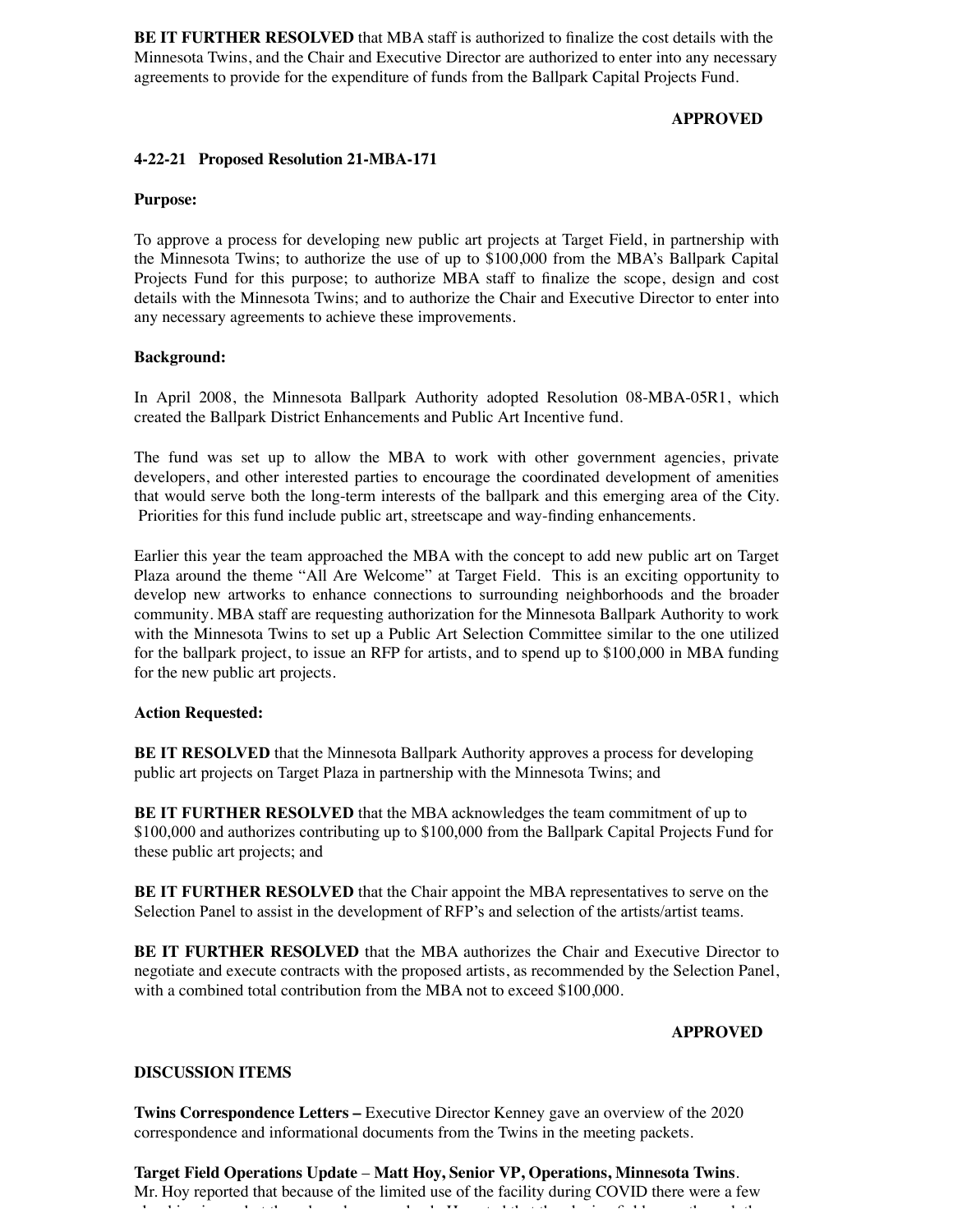**BE IT FURTHER RESOLVED** that MBA staff is authorized to finalize the cost details with the Minnesota Twins, and the Chair and Executive Director are authorized to enter into any necessary agreements to provide for the expenditure of funds from the Ballpark Capital Projects Fund.

**APPROVED**

**4-22-21 Proposed Resolution 21-MBA-171**

**Purpose:**

To approve a process for developing new public art projects at Target Field, in partnership with the Minnesota Twins; to authorize the use of up to $100,000 from the MBA's Ballpark Capital Projects Fund for this purpose; to authorize MBA staff to finalize the scope, design and cost details with the Minnesota Twins; and to authorize the Chair and Executive Director to enter into any necessary agreements to achieve these improvements.

**Background:**

In April 2008, the Minnesota Ballpark Authority adopted Resolution 08-MBA-05R1, which created the Ballpark District Enhancements and Public Art Incentive fund.

The fund was set up to allow the MBA to work with other government agencies, private developers, and other interested parties to encourage the coordinated development of amenities that would serve both the long-term interests of the ballpark and this emerging area of the City. Priorities for this fund include public art, streetscape and way-finding enhancements.

Earlier this year the team approached the MBA with the concept to add new public art on Target Plaza around the theme "All Are Welcome" at Target Field. This is an exciting opportunity to develop new artworks to enhance connections to surrounding neighborhoods and the broader community. MBA staff are requesting authorization for the Minnesota Ballpark Authority to work with the Minnesota Twins to set up a Public Art Selection Committee similar to the one utilized for the ballpark project, to issue an RFP for artists, and to spend up to $100,000 in MBA funding for the new public art projects.

**Action Requested:**

**BE IT RESOLVED** that the Minnesota Ballpark Authority approves a process for developing public art projects on Target Plaza in partnership with the Minnesota Twins; and

**BE IT FURTHER RESOLVED** that the MBA acknowledges the team commitment of up to $100,000 and authorizes contributing up to $100,000 from the Ballpark Capital Projects Fund for these public art projects; and

**BE IT FURTHER RESOLVED** that the Chair appoint the MBA representatives to serve on the Selection Panel to assist in the development of RFP's and selection of the artists/artist teams.

**BE IT FURTHER RESOLVED** that the MBA authorizes the Chair and Executive Director to negotiate and execute contracts with the proposed artists, as recommended by the Selection Panel, with a combined total contribution from the MBA not to exceed $100,000.

**APPROVED**

**DISCUSSION ITEMS**

**Twins Correspondence Letters –** Executive Director Kenney gave an overview of the 2020 correspondence and informational documents from the Twins in the meeting packets.

**Target Field Operations Update – Matt Hoy, Senior VP, Operations, Minnesota Twins**. Mr. Hoy reported that because of the limited use of the facility during COVID there were a few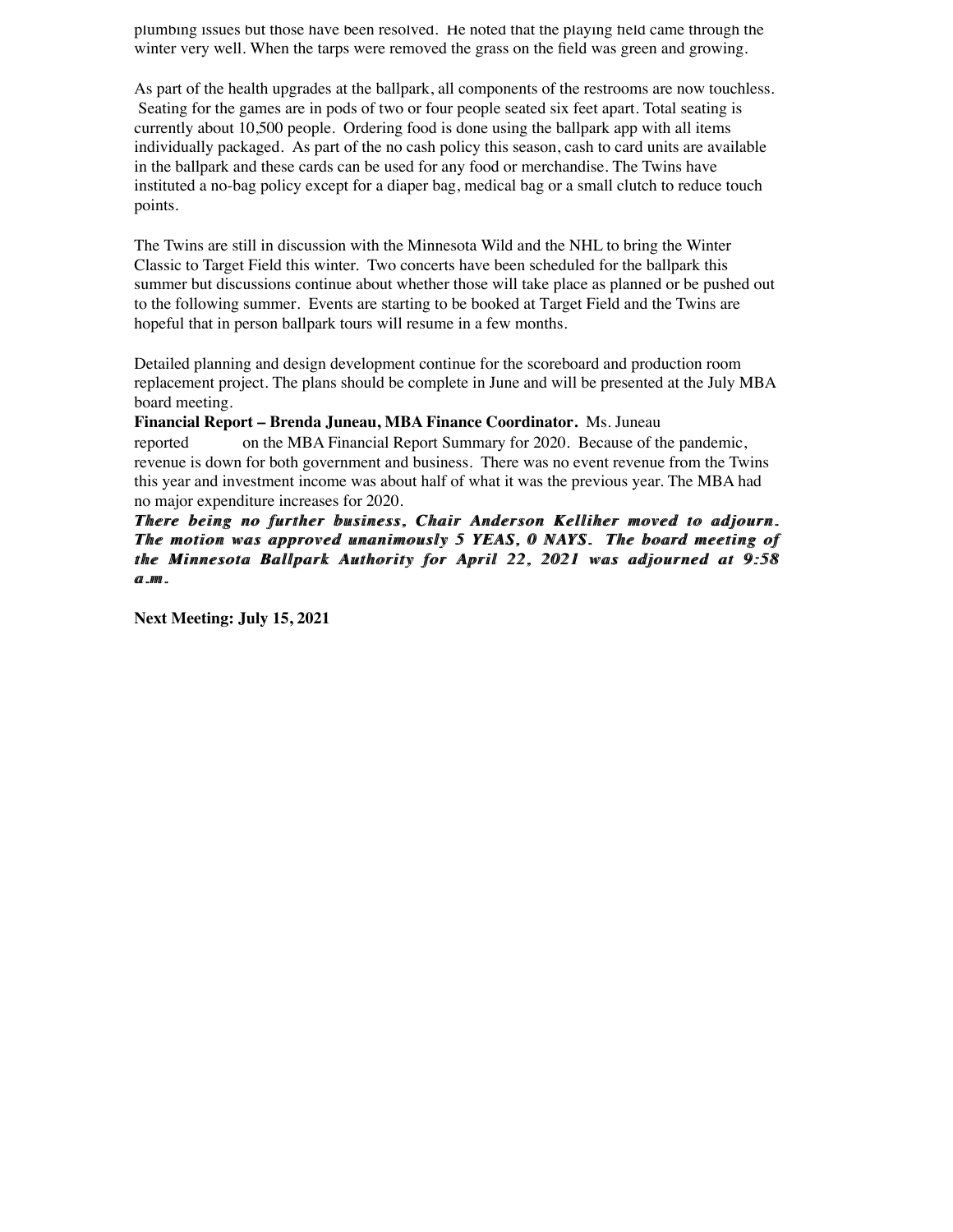plumbing issues but those have been resolved. He noted that the playing field came through the winter very well. When the tarps were removed the grass on the field was green and growing.

As part of the health upgrades at the ballpark, all components of the restrooms are now touchless. Seating for the games are in pods of two or four people seated six feet apart. Total seating is currently about 10,500 people. Ordering food is done using the ballpark app with all items individually packaged. As part of the no cash policy this season, cash to card units are available in the ballpark and these cards can be used for any food or merchandise. The Twins have instituted a no-bag policy except for a diaper bag, medical bag or a small clutch to reduce touch points.

The Twins are still in discussion with the Minnesota Wild and the NHL to bring the Winter Classic to Target Field this winter. Two concerts have been scheduled for the ballpark this summer but discussions continue about whether those will take place as planned or be pushed out to the following summer. Events are starting to be booked at Target Field and the Twins are hopeful that in person ballpark tours will resume in a few months.

Detailed planning and design development continue for the scoreboard and production room replacement project. The plans should be complete in June and will be presented at the July MBA board meeting.

**Financial Report – Brenda Juneau, MBA Finance Coordinator.** Ms. Juneau reported on the MBA Financial Report Summary for 2020. Because of the pandemic, revenue is down for both government and business. There was no event revenue from the Twins this year and investment income was about half of what it was the previous year. The MBA had no major expenditure increases for 2020.

***There being no further business, Chair Anderson Kelliher moved to adjourn. The motion was approved unanimously 5 YEAS, 0 NAYS. The board meeting of the Minnesota Ballpark Authority for April 22, 2021 was adjourned at 9:58 a.m.***

**Next Meeting: July 15, 2021**